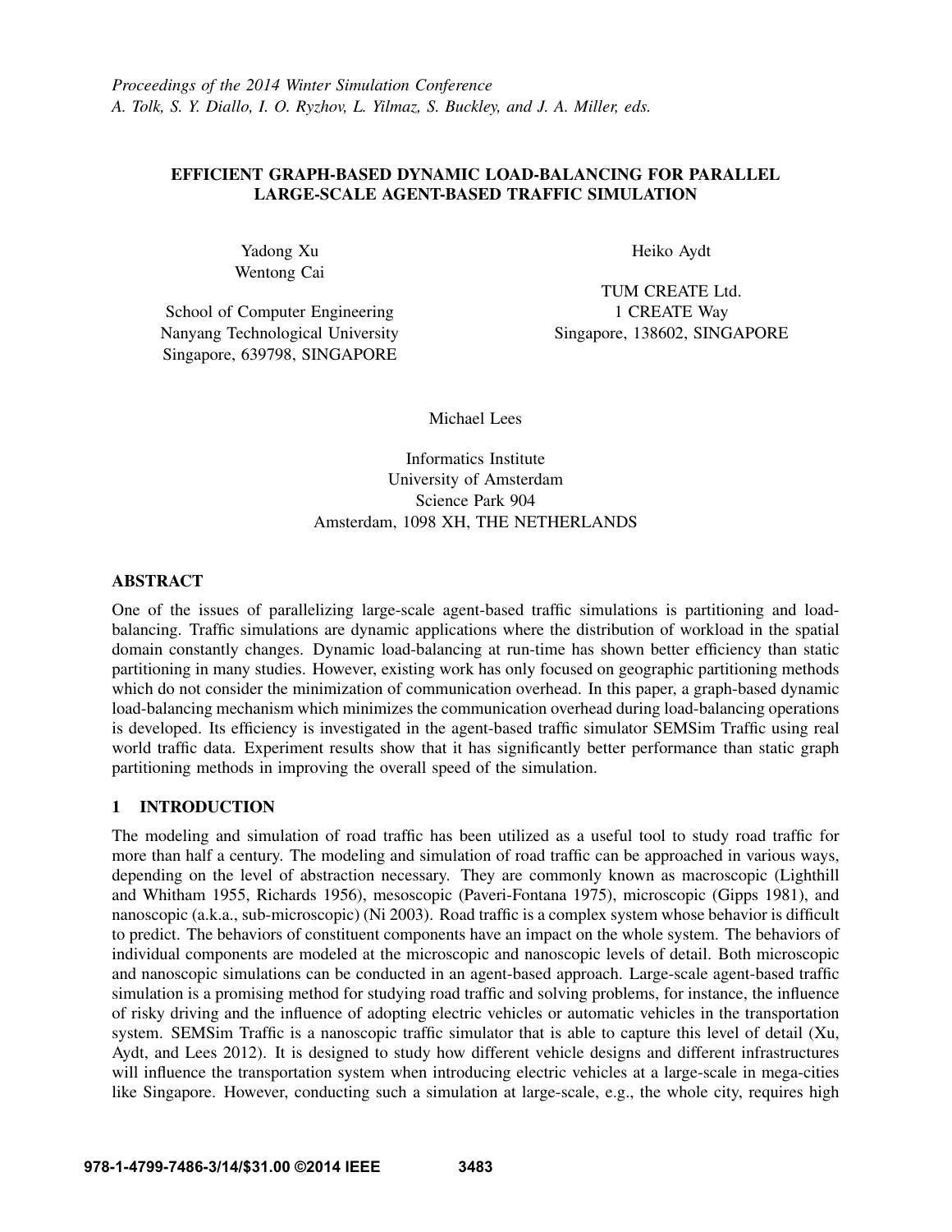*Proceedings of the 2014 Winter Simulation Conference*
*A. Tolk, S. Y. Diallo, I. O. Ryzhov, L. Yilmaz, S. Buckley, and J. A. Miller, eds.*

# EFFICIENT GRAPH-BASED DYNAMIC LOAD-BALANCING FOR PARALLEL LARGE-SCALE AGENT-BASED TRAFFIC SIMULATION

Yadong Xu
Wentong Cai

School of Computer Engineering
Nanyang Technological University
Singapore, 639798, SINGAPORE

Heiko Aydt

TUM CREATE Ltd.
1 CREATE Way
Singapore, 138602, SINGAPORE

Michael Lees

Informatics Institute
University of Amsterdam
Science Park 904
Amsterdam, 1098 XH, THE NETHERLANDS

## ABSTRACT

One of the issues of parallelizing large-scale agent-based traffic simulations is partitioning and load-balancing. Traffic simulations are dynamic applications where the distribution of workload in the spatial domain constantly changes. Dynamic load-balancing at run-time has shown better efficiency than static partitioning in many studies. However, existing work has only focused on geographic partitioning methods which do not consider the minimization of communication overhead. In this paper, a graph-based dynamic load-balancing mechanism which minimizes the communication overhead during load-balancing operations is developed. Its efficiency is investigated in the agent-based traffic simulator SEMSim Traffic using real world traffic data. Experiment results show that it has significantly better performance than static graph partitioning methods in improving the overall speed of the simulation.

## 1 INTRODUCTION

The modeling and simulation of road traffic has been utilized as a useful tool to study road traffic for more than half a century. The modeling and simulation of road traffic can be approached in various ways, depending on the level of abstraction necessary. They are commonly known as macroscopic (Lighthill and Whitham 1955, Richards 1956), mesoscopic (Paveri-Fontana 1975), microscopic (Gipps 1981), and nanoscopic (a.k.a., sub-microscopic) (Ni 2003). Road traffic is a complex system whose behavior is difficult to predict. The behaviors of constituent components have an impact on the whole system. The behaviors of individual components are modeled at the microscopic and nanoscopic levels of detail. Both microscopic and nanoscopic simulations can be conducted in an agent-based approach. Large-scale agent-based traffic simulation is a promising method for studying road traffic and solving problems, for instance, the influence of risky driving and the influence of adopting electric vehicles or automatic vehicles in the transportation system. SEMSim Traffic is a nanoscopic traffic simulator that is able to capture this level of detail (Xu, Aydt, and Lees 2012). It is designed to study how different vehicle designs and different infrastructures will influence the transportation system when introducing electric vehicles at a large-scale in mega-cities like Singapore. However, conducting such a simulation at large-scale, e.g., the whole city, requires high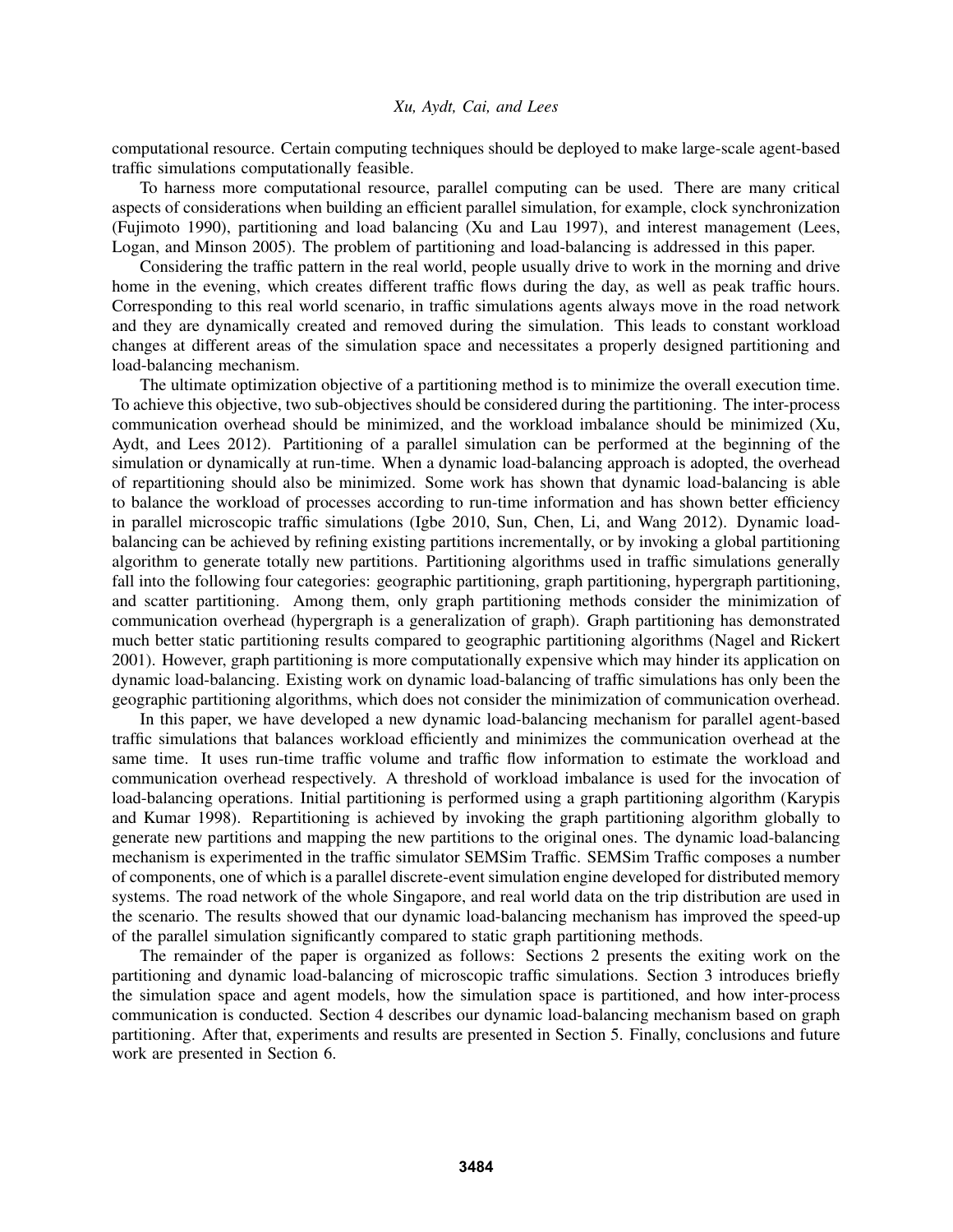computational resource. Certain computing techniques should be deployed to make large-scale agent-based traffic simulations computationally feasible.

To harness more computational resource, parallel computing can be used. There are many critical aspects of considerations when building an efficient parallel simulation, for example, clock synchronization (Fujimoto 1990), partitioning and load balancing (Xu and Lau 1997), and interest management (Lees, Logan, and Minson 2005). The problem of partitioning and load-balancing is addressed in this paper.

Considering the traffic pattern in the real world, people usually drive to work in the morning and drive home in the evening, which creates different traffic flows during the day, as well as peak traffic hours. Corresponding to this real world scenario, in traffic simulations agents always move in the road network and they are dynamically created and removed during the simulation. This leads to constant workload changes at different areas of the simulation space and necessitates a properly designed partitioning and load-balancing mechanism.

The ultimate optimization objective of a partitioning method is to minimize the overall execution time. To achieve this objective, two sub-objectives should be considered during the partitioning. The inter-process communication overhead should be minimized, and the workload imbalance should be minimized (Xu, Aydt, and Lees 2012). Partitioning of a parallel simulation can be performed at the beginning of the simulation or dynamically at run-time. When a dynamic load-balancing approach is adopted, the overhead of repartitioning should also be minimized. Some work has shown that dynamic load-balancing is able to balance the workload of processes according to run-time information and has shown better efficiency in parallel microscopic traffic simulations (Igbe 2010, Sun, Chen, Li, and Wang 2012). Dynamic load-balancing can be achieved by refining existing partitions incrementally, or by invoking a global partitioning algorithm to generate totally new partitions. Partitioning algorithms used in traffic simulations generally fall into the following four categories: geographic partitioning, graph partitioning, hypergraph partitioning, and scatter partitioning. Among them, only graph partitioning methods consider the minimization of communication overhead (hypergraph is a generalization of graph). Graph partitioning has demonstrated much better static partitioning results compared to geographic partitioning algorithms (Nagel and Rickert 2001). However, graph partitioning is more computationally expensive which may hinder its application on dynamic load-balancing. Existing work on dynamic load-balancing of traffic simulations has only been the geographic partitioning algorithms, which does not consider the minimization of communication overhead.

In this paper, we have developed a new dynamic load-balancing mechanism for parallel agent-based traffic simulations that balances workload efficiently and minimizes the communication overhead at the same time. It uses run-time traffic volume and traffic flow information to estimate the workload and communication overhead respectively. A threshold of workload imbalance is used for the invocation of load-balancing operations. Initial partitioning is performed using a graph partitioning algorithm (Karypis and Kumar 1998). Repartitioning is achieved by invoking the graph partitioning algorithm globally to generate new partitions and mapping the new partitions to the original ones. The dynamic load-balancing mechanism is experimented in the traffic simulator SEMSim Traffic. SEMSim Traffic composes a number of components, one of which is a parallel discrete-event simulation engine developed for distributed memory systems. The road network of the whole Singapore, and real world data on the trip distribution are used in the scenario. The results showed that our dynamic load-balancing mechanism has improved the speed-up of the parallel simulation significantly compared to static graph partitioning methods.

The remainder of the paper is organized as follows: Sections 2 presents the exiting work on the partitioning and dynamic load-balancing of microscopic traffic simulations. Section 3 introduces briefly the simulation space and agent models, how the simulation space is partitioned, and how inter-process communication is conducted. Section 4 describes our dynamic load-balancing mechanism based on graph partitioning. After that, experiments and results are presented in Section 5. Finally, conclusions and future work are presented in Section 6.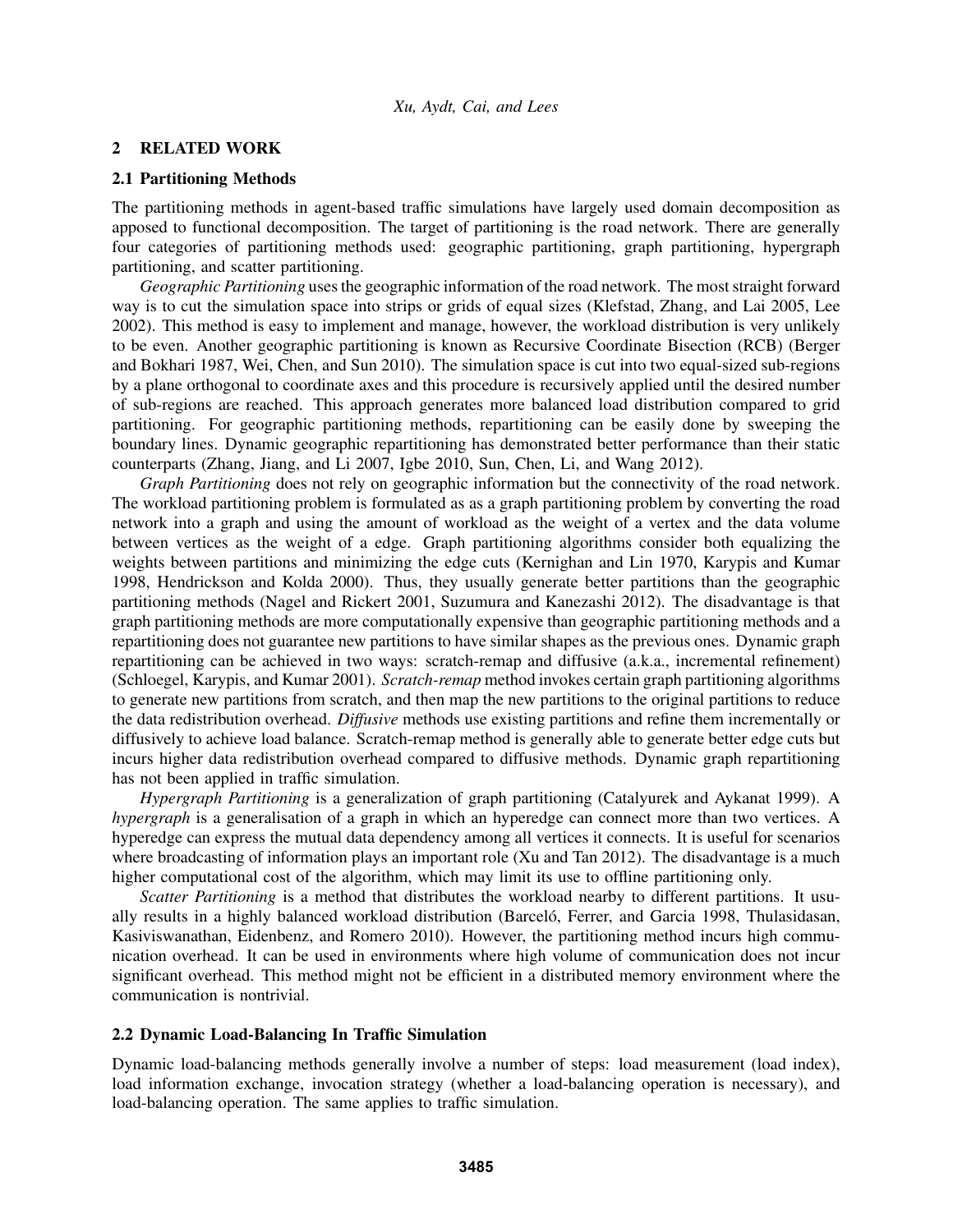## 2 RELATED WORK

### 2.1 Partitioning Methods

The partitioning methods in agent-based traffic simulations have largely used domain decomposition as apposed to functional decomposition. The target of partitioning is the road network. There are generally four categories of partitioning methods used: geographic partitioning, graph partitioning, hypergraph partitioning, and scatter partitioning.

*Geographic Partitioning* uses the geographic information of the road network. The most straight forward way is to cut the simulation space into strips or grids of equal sizes (Klefstad, Zhang, and Lai 2005, Lee 2002). This method is easy to implement and manage, however, the workload distribution is very unlikely to be even. Another geographic partitioning is known as Recursive Coordinate Bisection (RCB) (Berger and Bokhari 1987, Wei, Chen, and Sun 2010). The simulation space is cut into two equal-sized sub-regions by a plane orthogonal to coordinate axes and this procedure is recursively applied until the desired number of sub-regions are reached. This approach generates more balanced load distribution compared to grid partitioning. For geographic partitioning methods, repartitioning can be easily done by sweeping the boundary lines. Dynamic geographic repartitioning has demonstrated better performance than their static counterparts (Zhang, Jiang, and Li 2007, Igbe 2010, Sun, Chen, Li, and Wang 2012).

*Graph Partitioning* does not rely on geographic information but the connectivity of the road network. The workload partitioning problem is formulated as as a graph partitioning problem by converting the road network into a graph and using the amount of workload as the weight of a vertex and the data volume between vertices as the weight of a edge. Graph partitioning algorithms consider both equalizing the weights between partitions and minimizing the edge cuts (Kernighan and Lin 1970, Karypis and Kumar 1998, Hendrickson and Kolda 2000). Thus, they usually generate better partitions than the geographic partitioning methods (Nagel and Rickert 2001, Suzumura and Kanezashi 2012). The disadvantage is that graph partitioning methods are more computationally expensive than geographic partitioning methods and a repartitioning does not guarantee new partitions to have similar shapes as the previous ones. Dynamic graph repartitioning can be achieved in two ways: scratch-remap and diffusive (a.k.a., incremental refinement) (Schloegel, Karypis, and Kumar 2001). *Scratch-remap* method invokes certain graph partitioning algorithms to generate new partitions from scratch, and then map the new partitions to the original partitions to reduce the data redistribution overhead. *Diffusive* methods use existing partitions and refine them incrementally or diffusively to achieve load balance. Scratch-remap method is generally able to generate better edge cuts but incurs higher data redistribution overhead compared to diffusive methods. Dynamic graph repartitioning has not been applied in traffic simulation.

*Hypergraph Partitioning* is a generalization of graph partitioning (Catalyurek and Aykanat 1999). A *hypergraph* is a generalisation of a graph in which an hyperedge can connect more than two vertices. A hyperedge can express the mutual data dependency among all vertices it connects. It is useful for scenarios where broadcasting of information plays an important role (Xu and Tan 2012). The disadvantage is a much higher computational cost of the algorithm, which may limit its use to offline partitioning only.

*Scatter Partitioning* is a method that distributes the workload nearby to different partitions. It usually results in a highly balanced workload distribution (Barceló, Ferrer, and Garcia 1998, Thulasidasan, Kasiviswanathan, Eidenbenz, and Romero 2010). However, the partitioning method incurs high communication overhead. It can be used in environments where high volume of communication does not incur significant overhead. This method might not be efficient in a distributed memory environment where the communication is nontrivial.

### 2.2 Dynamic Load-Balancing In Traffic Simulation

Dynamic load-balancing methods generally involve a number of steps: load measurement (load index), load information exchange, invocation strategy (whether a load-balancing operation is necessary), and load-balancing operation. The same applies to traffic simulation.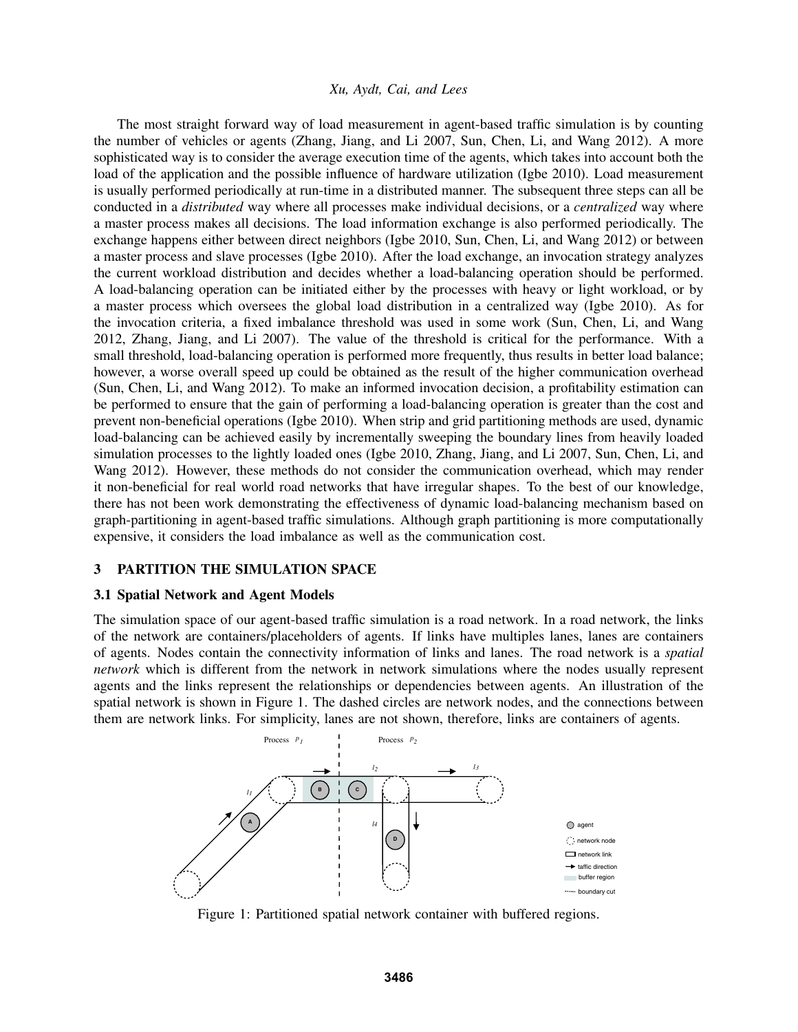The most straight forward way of load measurement in agent-based traffic simulation is by counting the number of vehicles or agents (Zhang, Jiang, and Li 2007, Sun, Chen, Li, and Wang 2012). A more sophisticated way is to consider the average execution time of the agents, which takes into account both the load of the application and the possible influence of hardware utilization (Igbe 2010). Load measurement is usually performed periodically at run-time in a distributed manner. The subsequent three steps can all be conducted in a *distributed* way where all processes make individual decisions, or a *centralized* way where a master process makes all decisions. The load information exchange is also performed periodically. The exchange happens either between direct neighbors (Igbe 2010, Sun, Chen, Li, and Wang 2012) or between a master process and slave processes (Igbe 2010). After the load exchange, an invocation strategy analyzes the current workload distribution and decides whether a load-balancing operation should be performed. A load-balancing operation can be initiated either by the processes with heavy or light workload, or by a master process which oversees the global load distribution in a centralized way (Igbe 2010). As for the invocation criteria, a fixed imbalance threshold was used in some work (Sun, Chen, Li, and Wang 2012, Zhang, Jiang, and Li 2007). The value of the threshold is critical for the performance. With a small threshold, load-balancing operation is performed more frequently, thus results in better load balance; however, a worse overall speed up could be obtained as the result of the higher communication overhead (Sun, Chen, Li, and Wang 2012). To make an informed invocation decision, a profitability estimation can be performed to ensure that the gain of performing a load-balancing operation is greater than the cost and prevent non-beneficial operations (Igbe 2010). When strip and grid partitioning methods are used, dynamic load-balancing can be achieved easily by incrementally sweeping the boundary lines from heavily loaded simulation processes to the lightly loaded ones (Igbe 2010, Zhang, Jiang, and Li 2007, Sun, Chen, Li, and Wang 2012). However, these methods do not consider the communication overhead, which may render it non-beneficial for real world road networks that have irregular shapes. To the best of our knowledge, there has not been work demonstrating the effectiveness of dynamic load-balancing mechanism based on graph-partitioning in agent-based traffic simulations. Although graph partitioning is more computationally expensive, it considers the load imbalance as well as the communication cost.

## 3 PARTITION THE SIMULATION SPACE

### 3.1 Spatial Network and Agent Models

The simulation space of our agent-based traffic simulation is a road network. In a road network, the links of the network are containers/placeholders of agents. If links have multiples lanes, lanes are containers of agents. Nodes contain the connectivity information of links and lanes. The road network is a *spatial network* which is different from the network in network simulations where the nodes usually represent agents and the links represent the relationships or dependencies between agents. An illustration of the spatial network is shown in Figure 1. The dashed circles are network nodes, and the connections between them are network links. For simplicity, lanes are not shown, therefore, links are containers of agents.

Figure 1: Partitioned spatial network container with buffered regions.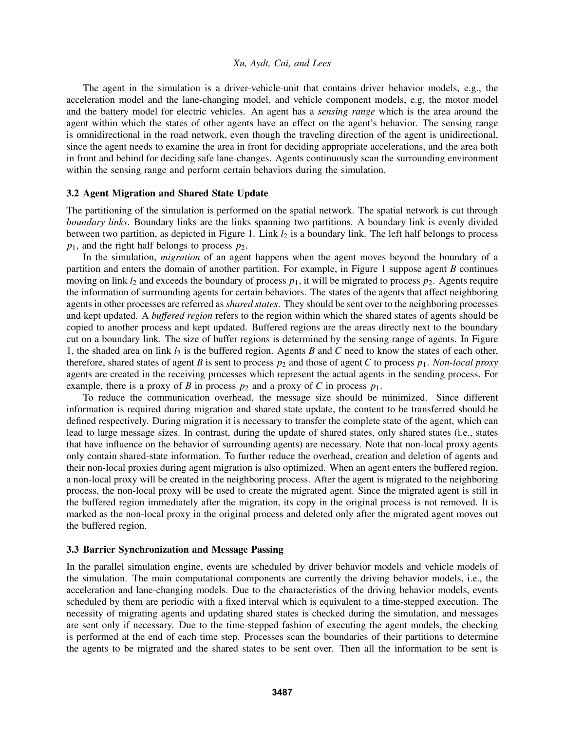The agent in the simulation is a driver-vehicle-unit that contains driver behavior models, e.g., the acceleration model and the lane-changing model, and vehicle component models, e.g, the motor model and the battery model for electric vehicles. An agent has a *sensing range* which is the area around the agent within which the states of other agents have an effect on the agent's behavior. The sensing range is omnidirectional in the road network, even though the traveling direction of the agent is unidirectional, since the agent needs to examine the area in front for deciding appropriate accelerations, and the area both in front and behind for deciding safe lane-changes. Agents continuously scan the surrounding environment within the sensing range and perform certain behaviors during the simulation.

### 3.2 Agent Migration and Shared State Update

The partitioning of the simulation is performed on the spatial network. The spatial network is cut through *boundary links*. Boundary links are the links spanning two partitions. A boundary link is evenly divided between two partition, as depicted in Figure 1. Link $l_2$ is a boundary link. The left half belongs to process $p_1$, and the right half belongs to process $p_2$.

In the simulation, *migration* of an agent happens when the agent moves beyond the boundary of a partition and enters the domain of another partition. For example, in Figure 1 suppose agent *B* continues moving on link $l_2$ and exceeds the boundary of process $p_1$, it will be migrated to process $p_2$. Agents require the information of surrounding agents for certain behaviors. The states of the agents that affect neighboring agents in other processes are referred as *shared states*. They should be sent over to the neighboring processes and kept updated. A *buffered region* refers to the region within which the shared states of agents should be copied to another process and kept updated. Buffered regions are the areas directly next to the boundary cut on a boundary link. The size of buffer regions is determined by the sensing range of agents. In Figure 1, the shaded area on link $l_2$ is the buffered region. Agents *B* and *C* need to know the states of each other, therefore, shared states of agent *B* is sent to process $p_2$ and those of agent *C* to process $p_1$. *Non-local proxy* agents are created in the receiving processes which represent the actual agents in the sending process. For example, there is a proxy of *B* in process $p_2$ and a proxy of *C* in process $p_1$.

To reduce the communication overhead, the message size should be minimized. Since different information is required during migration and shared state update, the content to be transferred should be defined respectively. During migration it is necessary to transfer the complete state of the agent, which can lead to large message sizes. In contrast, during the update of shared states, only shared states (i.e., states that have influence on the behavior of surrounding agents) are necessary. Note that non-local proxy agents only contain shared-state information. To further reduce the overhead, creation and deletion of agents and their non-local proxies during agent migration is also optimized. When an agent enters the buffered region, a non-local proxy will be created in the neighboring process. After the agent is migrated to the neighboring process, the non-local proxy will be used to create the migrated agent. Since the migrated agent is still in the buffered region immediately after the migration, its copy in the original process is not removed. It is marked as the non-local proxy in the original process and deleted only after the migrated agent moves out the buffered region.

### 3.3 Barrier Synchronization and Message Passing

In the parallel simulation engine, events are scheduled by driver behavior models and vehicle models of the simulation. The main computational components are currently the driving behavior models, i.e., the acceleration and lane-changing models. Due to the characteristics of the driving behavior models, events scheduled by them are periodic with a fixed interval which is equivalent to a time-stepped execution. The necessity of migrating agents and updating shared states is checked during the simulation, and messages are sent only if necessary. Due to the time-stepped fashion of executing the agent models, the checking is performed at the end of each time step. Processes scan the boundaries of their partitions to determine the agents to be migrated and the shared states to be sent over. Then all the information to be sent is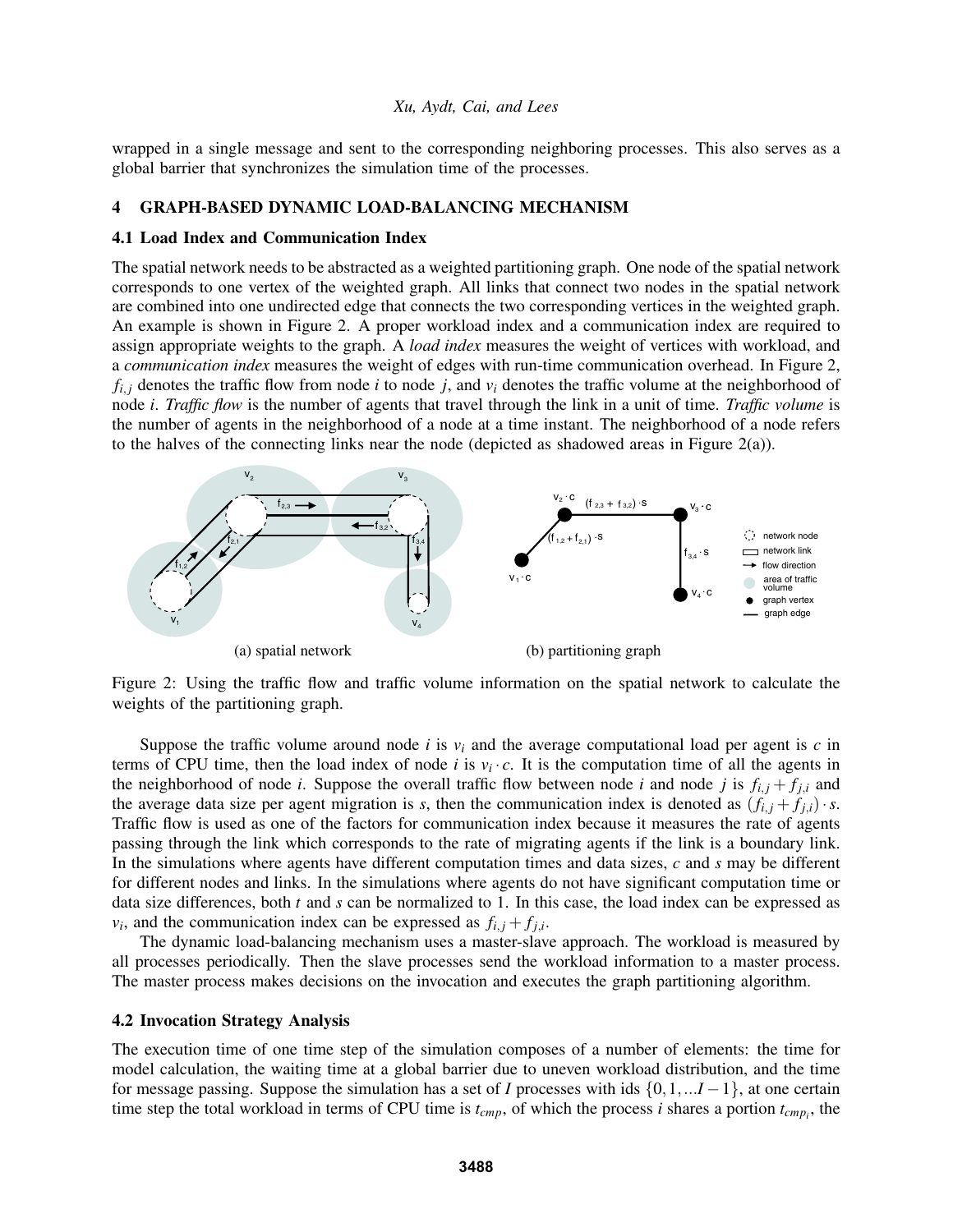wrapped in a single message and sent to the corresponding neighboring processes. This also serves as a global barrier that synchronizes the simulation time of the processes.

## 4 GRAPH-BASED DYNAMIC LOAD-BALANCING MECHANISM

### 4.1 Load Index and Communication Index

The spatial network needs to be abstracted as a weighted partitioning graph. One node of the spatial network corresponds to one vertex of the weighted graph. All links that connect two nodes in the spatial network are combined into one undirected edge that connects the two corresponding vertices in the weighted graph. An example is shown in Figure 2. A proper workload index and a communication index are required to assign appropriate weights to the graph. A *load index* measures the weight of vertices with workload, and a *communication index* measures the weight of edges with run-time communication overhead. In Figure 2, $f_{i,j}$ denotes the traffic flow from node $i$ to node $j$, and $v_i$ denotes the traffic volume at the neighborhood of node $i$. *Traffic flow* is the number of agents that travel through the link in a unit of time. *Traffic volume* is the number of agents in the neighborhood of a node at a time instant. The neighborhood of a node refers to the halves of the connecting links near the node (depicted as shadowed areas in Figure 2(a)).

(a) spatial network (b) partitioning graph

Figure 2: Using the traffic flow and traffic volume information on the spatial network to calculate the weights of the partitioning graph.

Suppose the traffic volume around node $i$ is $v_i$ and the average computational load per agent is $c$ in terms of CPU time, then the load index of node $i$ is $v_i \cdot c$. It is the computation time of all the agents in the neighborhood of node $i$. Suppose the overall traffic flow between node $i$ and node $j$ is $f_{i,j} + f_{j,i}$ and the average data size per agent migration is $s$, then the communication index is denoted as $(f_{i,j} + f_{j,i}) \cdot s$. Traffic flow is used as one of the factors for communication index because it measures the rate of agents passing through the link which corresponds to the rate of migrating agents if the link is a boundary link. In the simulations where agents have different computation times and data sizes, $c$ and $s$ may be different for different nodes and links. In the simulations where agents do not have significant computation time or data size differences, both $t$ and $s$ can be normalized to 1. In this case, the load index can be expressed as $v_i$, and the communication index can be expressed as $f_{i,j} + f_{j,i}$.

The dynamic load-balancing mechanism uses a master-slave approach. The workload is measured by all processes periodically. Then the slave processes send the workload information to a master process. The master process makes decisions on the invocation and executes the graph partitioning algorithm.

### 4.2 Invocation Strategy Analysis

The execution time of one time step of the simulation composes of a number of elements: the time for model calculation, the waiting time at a global barrier due to uneven workload distribution, and the time for message passing. Suppose the simulation has a set of $I$ processes with ids $\{0, 1, ... I-1\}$, at one certain time step the total workload in terms of CPU time is $t_{cmp}$, of which the process $i$ shares a portion $t_{cmp_i}$, the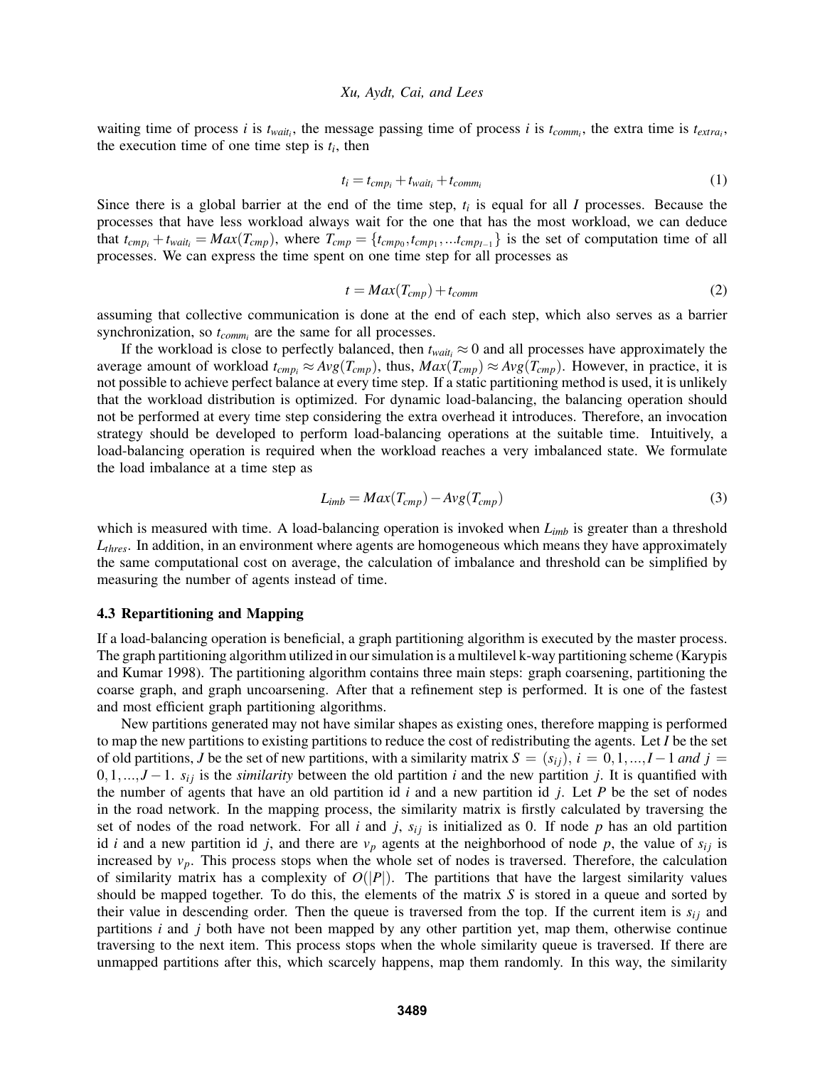waiting time of process $i$ is $t_{wait_i}$, the message passing time of process $i$ is $t_{comm_i}$, the extra time is $t_{extra_i}$, the execution time of one time step is $t_i$, then

$$t_i = t_{cmp_i} + t_{wait_i} + t_{comm_i} \tag{1}$$

Since there is a global barrier at the end of the time step, $t_i$ is equal for all $I$ processes. Because the processes that have less workload always wait for the one that has the most workload, we can deduce that $t_{cmp_i} + t_{wait_i} = Max(T_{cmp})$, where $T_{cmp} = \{t_{cmp_0}, t_{cmp_1}, ...t_{cmp_{I-1}}\}$ is the set of computation time of all processes. We can express the time spent on one time step for all processes as

$$t = Max(T_{cmp}) + t_{comm} \tag{2}$$

assuming that collective communication is done at the end of each step, which also serves as a barrier synchronization, so $t_{comm_i}$ are the same for all processes.

If the workload is close to perfectly balanced, then $t_{wait_i} \approx 0$ and all processes have approximately the average amount of workload $t_{cmp_i} \approx Avg(T_{cmp})$, thus, $Max(T_{cmp}) \approx Avg(T_{cmp})$. However, in practice, it is not possible to achieve perfect balance at every time step. If a static partitioning method is used, it is unlikely that the workload distribution is optimized. For dynamic load-balancing, the balancing operation should not be performed at every time step considering the extra overhead it introduces. Therefore, an invocation strategy should be developed to perform load-balancing operations at the suitable time. Intuitively, a load-balancing operation is required when the workload reaches a very imbalanced state. We formulate the load imbalance at a time step as

$$L_{imb} = Max(T_{cmp}) - Avg(T_{cmp}) \tag{3}$$

which is measured with time. A load-balancing operation is invoked when $L_{imb}$ is greater than a threshold $L_{thres}$. In addition, in an environment where agents are homogeneous which means they have approximately the same computational cost on average, the calculation of imbalance and threshold can be simplified by measuring the number of agents instead of time.

### 4.3 Repartitioning and Mapping

If a load-balancing operation is beneficial, a graph partitioning algorithm is executed by the master process. The graph partitioning algorithm utilized in our simulation is a multilevel k-way partitioning scheme (Karypis and Kumar 1998). The partitioning algorithm contains three main steps: graph coarsening, partitioning the coarse graph, and graph uncoarsening. After that a refinement step is performed. It is one of the fastest and most efficient graph partitioning algorithms.

New partitions generated may not have similar shapes as existing ones, therefore mapping is performed to map the new partitions to existing partitions to reduce the cost of redistributing the agents. Let $I$ be the set of old partitions, $J$ be the set of new partitions, with a similarity matrix $S = (s_{ij})$, $i = 0, 1, ..., I-1$ *and* $j = 0, 1, ..., J-1$. $s_{ij}$ is the *similarity* between the old partition $i$ and the new partition $j$. It is quantified with the number of agents that have an old partition id $i$ and a new partition id $j$. Let $P$ be the set of nodes in the road network. In the mapping process, the similarity matrix is firstly calculated by traversing the set of nodes of the road network. For all $i$ and $j$, $s_{ij}$ is initialized as 0. If node $p$ has an old partition id $i$ and a new partition id $j$, and there are $v_p$ agents at the neighborhood of node $p$, the value of $s_{ij}$ is increased by $v_p$. This process stops when the whole set of nodes is traversed. Therefore, the calculation of similarity matrix has a complexity of $O(|P|)$. The partitions that have the largest similarity values should be mapped together. To do this, the elements of the matrix $S$ is stored in a queue and sorted by their value in descending order. Then the queue is traversed from the top. If the current item is $s_{ij}$ and partitions $i$ and $j$ both have not been mapped by any other partition yet, map them, otherwise continue traversing to the next item. This process stops when the whole similarity queue is traversed. If there are unmapped partitions after this, which scarcely happens, map them randomly. In this way, the similarity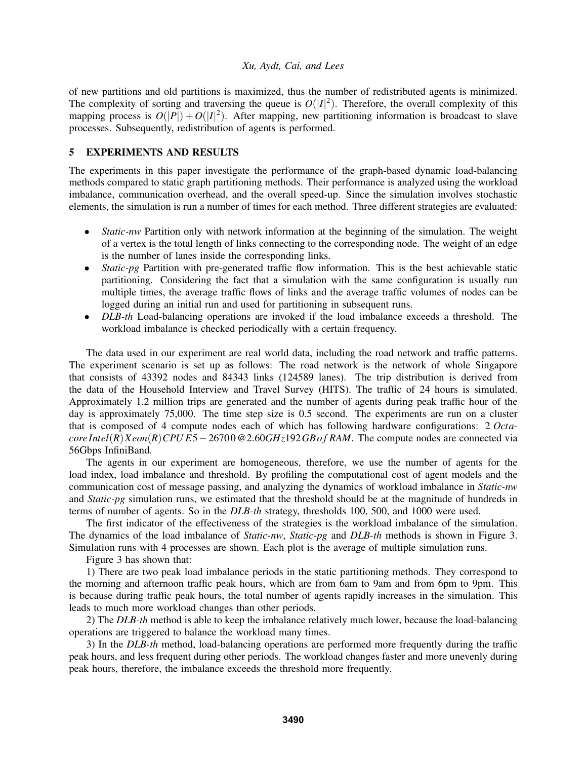of new partitions and old partitions is maximized, thus the number of redistributed agents is minimized. The complexity of sorting and traversing the queue is $O(|I|^2)$. Therefore, the overall complexity of this mapping process is $O(|P|) + O(|I|^2)$. After mapping, new partitioning information is broadcast to slave processes. Subsequently, redistribution of agents is performed.

## 5 EXPERIMENTS AND RESULTS

The experiments in this paper investigate the performance of the graph-based dynamic load-balancing methods compared to static graph partitioning methods. Their performance is analyzed using the workload imbalance, communication overhead, and the overall speed-up. Since the simulation involves stochastic elements, the simulation is run a number of times for each method. Three different strategies are evaluated:

- *Static-nw* Partition only with network information at the beginning of the simulation. The weight of a vertex is the total length of links connecting to the corresponding node. The weight of an edge is the number of lanes inside the corresponding links.
- *Static-pg* Partition with pre-generated traffic flow information. This is the best achievable static partitioning. Considering the fact that a simulation with the same configuration is usually run multiple times, the average traffic flows of links and the average traffic volumes of nodes can be logged during an initial run and used for partitioning in subsequent runs.
- *DLB-th* Load-balancing operations are invoked if the load imbalance exceeds a threshold. The workload imbalance is checked periodically with a certain frequency.

The data used in our experiment are real world data, including the road network and traffic patterns. The experiment scenario is set up as follows: The road network is the network of whole Singapore that consists of 43392 nodes and 84343 links (124589 lanes). The trip distribution is derived from the data of the Household Interview and Travel Survey (HITS). The traffic of 24 hours is simulated. Approximately 1.2 million trips are generated and the number of agents during peak traffic hour of the day is approximately 75,000. The time step size is 0.5 second. The experiments are run on a cluster that is composed of 4 compute nodes each of which has following hardware configurations: 2 *Octa-core Intel(R) Xeon(R) CPU E5−2670 0 @2.60GHz 192 GB of RAM*. The compute nodes are connected via 56Gbps InfiniBand.

The agents in our experiment are homogeneous, therefore, we use the number of agents for the load index, load imbalance and threshold. By profiling the computational cost of agent models and the communication cost of message passing, and analyzing the dynamics of workload imbalance in *Static-nw* and *Static-pg* simulation runs, we estimated that the threshold should be at the magnitude of hundreds in terms of number of agents. So in the *DLB-th* strategy, thresholds 100, 500, and 1000 were used.

The first indicator of the effectiveness of the strategies is the workload imbalance of the simulation. The dynamics of the load imbalance of *Static-nw*, *Static-pg* and *DLB-th* methods is shown in Figure 3. Simulation runs with 4 processes are shown. Each plot is the average of multiple simulation runs.

Figure 3 has shown that:

1) There are two peak load imbalance periods in the static partitioning methods. They correspond to the morning and afternoon traffic peak hours, which are from 6am to 9am and from 6pm to 9pm. This is because during traffic peak hours, the total number of agents rapidly increases in the simulation. This leads to much more workload changes than other periods.

2) The *DLB-th* method is able to keep the imbalance relatively much lower, because the load-balancing operations are triggered to balance the workload many times.

3) In the *DLB-th* method, load-balancing operations are performed more frequently during the traffic peak hours, and less frequent during other periods. The workload changes faster and more unevenly during peak hours, therefore, the imbalance exceeds the threshold more frequently.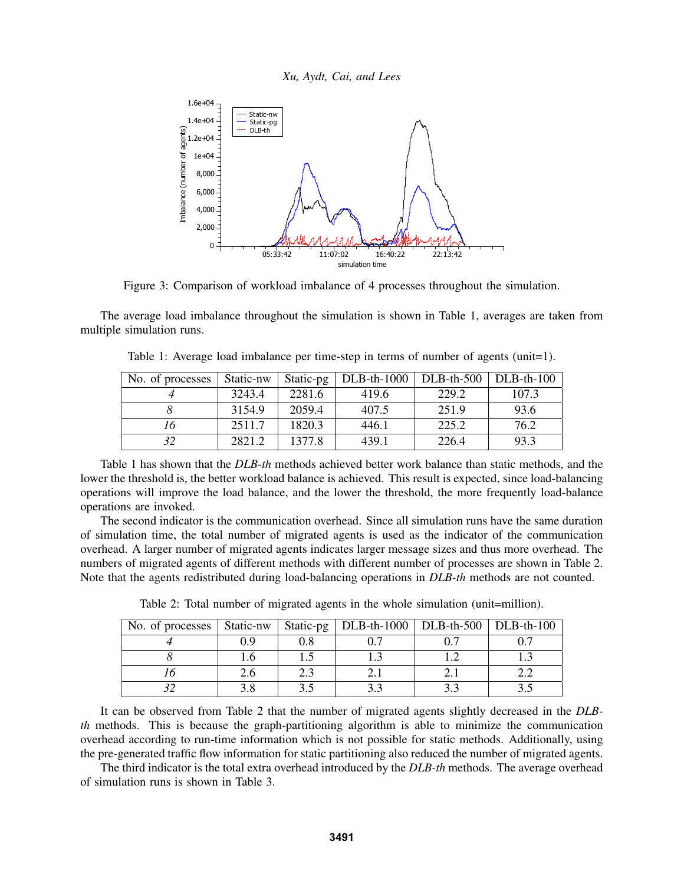Figure 3: Comparison of workload imbalance of 4 processes throughout the simulation.

The average load imbalance throughout the simulation is shown in Table 1, averages are taken from multiple simulation runs.

Table 1: Average load imbalance per time-step in terms of number of agents (unit=1).

| No. of processes | Static-nw | Static-pg | DLB-th-1000 | DLB-th-500 | DLB-th-100 |
|---|---|---|---|---|---|
| *4* | 3243.4 | 2281.6 | 419.6 | 229.2 | 107.3 |
| *8* | 3154.9 | 2059.4 | 407.5 | 251.9 | 93.6 |
| *16* | 2511.7 | 1820.3 | 446.1 | 225.2 | 76.2 |
| *32* | 2821.2 | 1377.8 | 439.1 | 226.4 | 93.3 |

Table 1 has shown that the *DLB-th* methods achieved better work balance than static methods, and the lower the threshold is, the better workload balance is achieved. This result is expected, since load-balancing operations will improve the load balance, and the lower the threshold, the more frequently load-balance operations are invoked.

The second indicator is the communication overhead. Since all simulation runs have the same duration of simulation time, the total number of migrated agents is used as the indicator of the communication overhead. A larger number of migrated agents indicates larger message sizes and thus more overhead. The numbers of migrated agents of different methods with different number of processes are shown in Table 2. Note that the agents redistributed during load-balancing operations in *DLB-th* methods are not counted.

Table 2: Total number of migrated agents in the whole simulation (unit=million).

| No. of processes | Static-nw | Static-pg | DLB-th-1000 | DLB-th-500 | DLB-th-100 |
|---|---|---|---|---|---|
| *4* | 0.9 | 0.8 | 0.7 | 0.7 | 0.7 |
| *8* | 1.6 | 1.5 | 1.3 | 1.2 | 1.3 |
| *16* | 2.6 | 2.3 | 2.1 | 2.1 | 2.2 |
| *32* | 3.8 | 3.5 | 3.3 | 3.3 | 3.5 |

It can be observed from Table 2 that the number of migrated agents slightly decreased in the *DLB-th* methods. This is because the graph-partitioning algorithm is able to minimize the communication overhead according to run-time information which is not possible for static methods. Additionally, using the pre-generated traffic flow information for static partitioning also reduced the number of migrated agents.

The third indicator is the total extra overhead introduced by the *DLB-th* methods. The average overhead of simulation runs is shown in Table 3.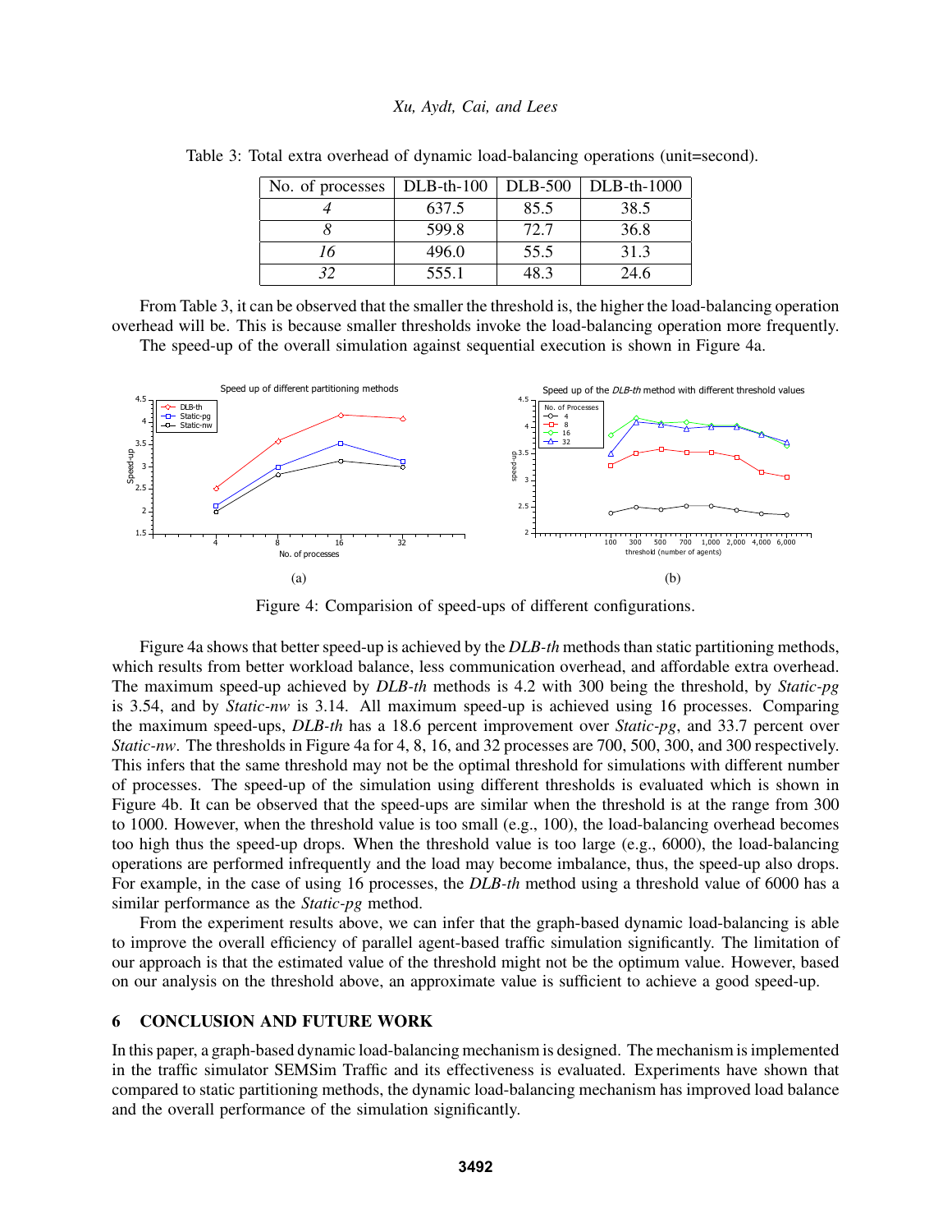Table 3: Total extra overhead of dynamic load-balancing operations (unit=second).

| No. of processes | DLB-th-100 | DLB-500 | DLB-th-1000 |
|---|---|---|---|
| *4* | 637.5 | 85.5 | 38.5 |
| *8* | 599.8 | 72.7 | 36.8 |
| *16* | 496.0 | 55.5 | 31.3 |
| *32* | 555.1 | 48.3 | 24.6 |

From Table 3, it can be observed that the smaller the threshold is, the higher the load-balancing operation overhead will be. This is because smaller thresholds invoke the load-balancing operation more frequently.

The speed-up of the overall simulation against sequential execution is shown in Figure 4a.

(a)

(b)

Figure 4: Comparision of speed-ups of different configurations.

Figure 4a shows that better speed-up is achieved by the *DLB-th* methods than static partitioning methods, which results from better workload balance, less communication overhead, and affordable extra overhead. The maximum speed-up achieved by *DLB-th* methods is 4.2 with 300 being the threshold, by *Static-pg* is 3.54, and by *Static-nw* is 3.14. All maximum speed-up is achieved using 16 processes. Comparing the maximum speed-ups, *DLB-th* has a 18.6 percent improvement over *Static-pg*, and 33.7 percent over *Static-nw*. The thresholds in Figure 4a for 4, 8, 16, and 32 processes are 700, 500, 300, and 300 respectively. This infers that the same threshold may not be the optimal threshold for simulations with different number of processes. The speed-up of the simulation using different thresholds is evaluated which is shown in Figure 4b. It can be observed that the speed-ups are similar when the threshold is at the range from 300 to 1000. However, when the threshold value is too small (e.g., 100), the load-balancing overhead becomes too high thus the speed-up drops. When the threshold value is too large (e.g., 6000), the load-balancing operations are performed infrequently and the load may become imbalance, thus, the speed-up also drops. For example, in the case of using 16 processes, the *DLB-th* method using a threshold value of 6000 has a similar performance as the *Static-pg* method.

From the experiment results above, we can infer that the graph-based dynamic load-balancing is able to improve the overall efficiency of parallel agent-based traffic simulation significantly. The limitation of our approach is that the estimated value of the threshold might not be the optimum value. However, based on our analysis on the threshold above, an approximate value is sufficient to achieve a good speed-up.

## 6 CONCLUSION AND FUTURE WORK

In this paper, a graph-based dynamic load-balancing mechanism is designed. The mechanism is implemented in the traffic simulator SEMSim Traffic and its effectiveness is evaluated. Experiments have shown that compared to static partitioning methods, the dynamic load-balancing mechanism has improved load balance and the overall performance of the simulation significantly.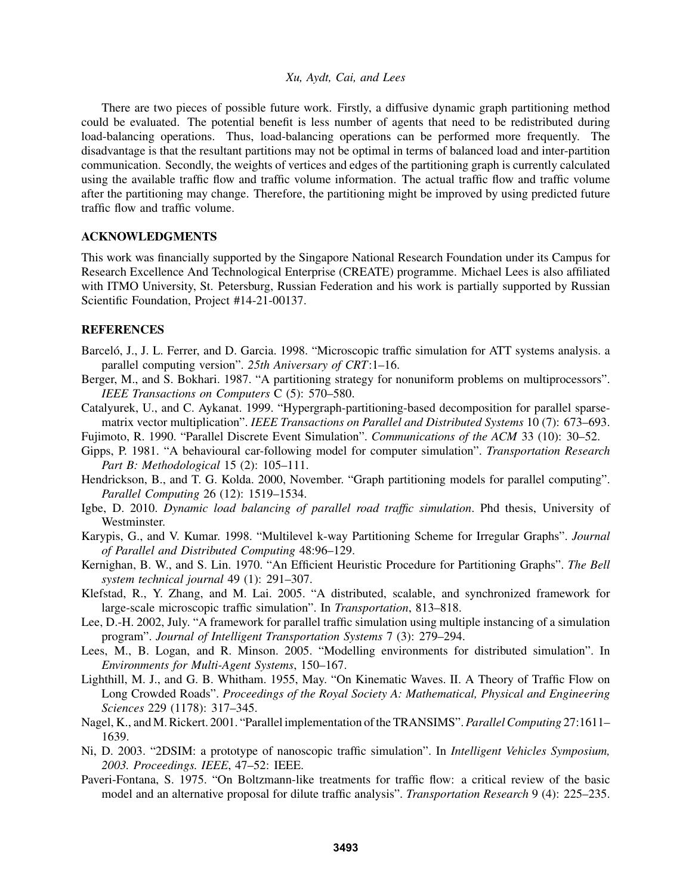There are two pieces of possible future work. Firstly, a diffusive dynamic graph partitioning method could be evaluated. The potential benefit is less number of agents that need to be redistributed during load-balancing operations. Thus, load-balancing operations can be performed more frequently. The disadvantage is that the resultant partitions may not be optimal in terms of balanced load and inter-partition communication. Secondly, the weights of vertices and edges of the partitioning graph is currently calculated using the available traffic flow and traffic volume information. The actual traffic flow and traffic volume after the partitioning may change. Therefore, the partitioning might be improved by using predicted future traffic flow and traffic volume.

## ACKNOWLEDGMENTS

This work was financially supported by the Singapore National Research Foundation under its Campus for Research Excellence And Technological Enterprise (CREATE) programme. Michael Lees is also affiliated with ITMO University, St. Petersburg, Russian Federation and his work is partially supported by Russian Scientific Foundation, Project #14-21-00137.

## REFERENCES

Barceló, J., J. L. Ferrer, and D. Garcia. 1998. "Microscopic traffic simulation for ATT systems analysis. a parallel computing version". *25th Aniversary of CRT*:1–16.

Berger, M., and S. Bokhari. 1987. "A partitioning strategy for nonuniform problems on multiprocessors". *IEEE Transactions on Computers* C (5): 570–580.

Catalyurek, U., and C. Aykanat. 1999. "Hypergraph-partitioning-based decomposition for parallel sparse-matrix vector multiplication". *IEEE Transactions on Parallel and Distributed Systems* 10 (7): 673–693.

Fujimoto, R. 1990. "Parallel Discrete Event Simulation". *Communications of the ACM* 33 (10): 30–52.

Gipps, P. 1981. "A behavioural car-following model for computer simulation". *Transportation Research Part B: Methodological* 15 (2): 105–111.

Hendrickson, B., and T. G. Kolda. 2000, November. "Graph partitioning models for parallel computing". *Parallel Computing* 26 (12): 1519–1534.

Igbe, D. 2010. *Dynamic load balancing of parallel road traffic simulation*. Phd thesis, University of Westminster.

Karypis, G., and V. Kumar. 1998. "Multilevel k-way Partitioning Scheme for Irregular Graphs". *Journal of Parallel and Distributed Computing* 48:96–129.

Kernighan, B. W., and S. Lin. 1970. "An Efficient Heuristic Procedure for Partitioning Graphs". *The Bell system technical journal* 49 (1): 291–307.

Klefstad, R., Y. Zhang, and M. Lai. 2005. "A distributed, scalable, and synchronized framework for large-scale microscopic traffic simulation". In *Transportation*, 813–818.

Lee, D.-H. 2002, July. "A framework for parallel traffic simulation using multiple instancing of a simulation program". *Journal of Intelligent Transportation Systems* 7 (3): 279–294.

Lees, M., B. Logan, and R. Minson. 2005. "Modelling environments for distributed simulation". In *Environments for Multi-Agent Systems*, 150–167.

Lighthill, M. J., and G. B. Whitham. 1955, May. "On Kinematic Waves. II. A Theory of Traffic Flow on Long Crowded Roads". *Proceedings of the Royal Society A: Mathematical, Physical and Engineering Sciences* 229 (1178): 317–345.

Nagel, K., and M. Rickert. 2001. "Parallel implementation of the TRANSIMS". *Parallel Computing* 27:1611–1639.

Ni, D. 2003. "2DSIM: a prototype of nanoscopic traffic simulation". In *Intelligent Vehicles Symposium, 2003. Proceedings. IEEE*, 47–52: IEEE.

Paveri-Fontana, S. 1975. "On Boltzmann-like treatments for traffic flow: a critical review of the basic model and an alternative proposal for dilute traffic analysis". *Transportation Research* 9 (4): 225–235.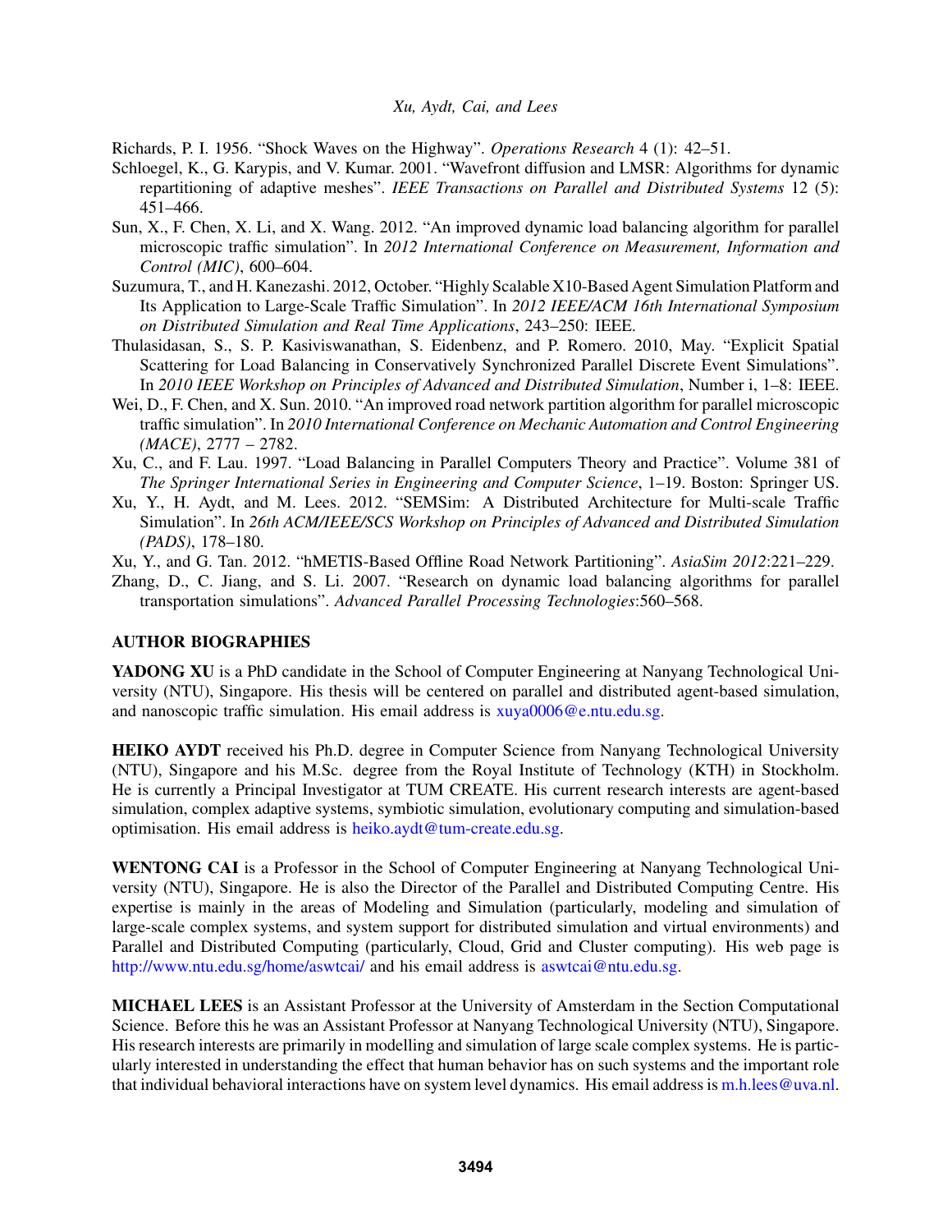Richards, P. I. 1956. "Shock Waves on the Highway". *Operations Research* 4 (1): 42–51.

Schloegel, K., G. Karypis, and V. Kumar. 2001. "Wavefront diffusion and LMSR: Algorithms for dynamic repartitioning of adaptive meshes". *IEEE Transactions on Parallel and Distributed Systems* 12 (5): 451–466.

Sun, X., F. Chen, X. Li, and X. Wang. 2012. "An improved dynamic load balancing algorithm for parallel microscopic traffic simulation". In *2012 International Conference on Measurement, Information and Control (MIC)*, 600–604.

Suzumura, T., and H. Kanezashi. 2012, October. "Highly Scalable X10-Based Agent Simulation Platform and Its Application to Large-Scale Traffic Simulation". In *2012 IEEE/ACM 16th International Symposium on Distributed Simulation and Real Time Applications*, 243–250: IEEE.

Thulasidasan, S., S. P. Kasiviswanathan, S. Eidenbenz, and P. Romero. 2010, May. "Explicit Spatial Scattering for Load Balancing in Conservatively Synchronized Parallel Discrete Event Simulations". In *2010 IEEE Workshop on Principles of Advanced and Distributed Simulation*, Number i, 1–8: IEEE.

Wei, D., F. Chen, and X. Sun. 2010. "An improved road network partition algorithm for parallel microscopic traffic simulation". In *2010 International Conference on Mechanic Automation and Control Engineering (MACE)*, 2777 – 2782.

Xu, C., and F. Lau. 1997. "Load Balancing in Parallel Computers Theory and Practice". Volume 381 of *The Springer International Series in Engineering and Computer Science*, 1–19. Boston: Springer US.

Xu, Y., H. Aydt, and M. Lees. 2012. "SEMSim: A Distributed Architecture for Multi-scale Traffic Simulation". In *26th ACM/IEEE/SCS Workshop on Principles of Advanced and Distributed Simulation (PADS)*, 178–180.

Xu, Y., and G. Tan. 2012. "hMETIS-Based Offline Road Network Partitioning". *AsiaSim 2012*:221–229.

Zhang, D., C. Jiang, and S. Li. 2007. "Research on dynamic load balancing algorithms for parallel transportation simulations". *Advanced Parallel Processing Technologies*:560–568.

## AUTHOR BIOGRAPHIES

**YADONG XU** is a PhD candidate in the School of Computer Engineering at Nanyang Technological University (NTU), Singapore. His thesis will be centered on parallel and distributed agent-based simulation, and nanoscopic traffic simulation. His email address is xuya0006@e.ntu.edu.sg.

**HEIKO AYDT** received his Ph.D. degree in Computer Science from Nanyang Technological University (NTU), Singapore and his M.Sc. degree from the Royal Institute of Technology (KTH) in Stockholm. He is currently a Principal Investigator at TUM CREATE. His current research interests are agent-based simulation, complex adaptive systems, symbiotic simulation, evolutionary computing and simulation-based optimisation. His email address is heiko.aydt@tum-create.edu.sg.

**WENTONG CAI** is a Professor in the School of Computer Engineering at Nanyang Technological University (NTU), Singapore. He is also the Director of the Parallel and Distributed Computing Centre. His expertise is mainly in the areas of Modeling and Simulation (particularly, modeling and simulation of large-scale complex systems, and system support for distributed simulation and virtual environments) and Parallel and Distributed Computing (particularly, Cloud, Grid and Cluster computing). His web page is http://www.ntu.edu.sg/home/aswtcai/ and his email address is aswtcai@ntu.edu.sg.

**MICHAEL LEES** is an Assistant Professor at the University of Amsterdam in the Section Computational Science. Before this he was an Assistant Professor at Nanyang Technological University (NTU), Singapore. His research interests are primarily in modelling and simulation of large scale complex systems. He is particularly interested in understanding the effect that human behavior has on such systems and the important role that individual behavioral interactions have on system level dynamics. His email address is m.h.lees@uva.nl.